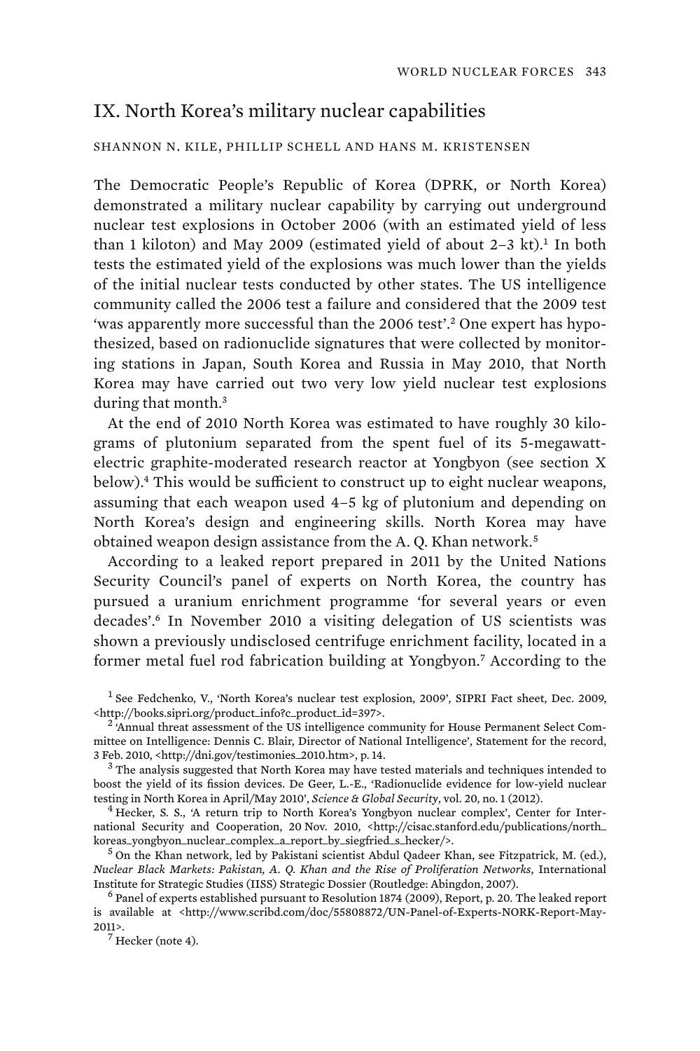## IX. North Korea's military nuclear capabilities

SHANNON N. KILE, PHILLIP SCHELL AND HANS M. KRISTENSEN

The Democratic People's Republic of Korea (DPRK, or North Korea) demonstrated a military nuclear capability by carrying out underground nuclear test explosions in October 2006 (with an estimated yield of less than 1 kiloton) and May 2009 (estimated yield of about 2–3 kt).[1] In both tests the estimated yield of the explosions was much lower than the yields of the initial nuclear tests conducted by other states. The US intelligence community called the 2006 test a failure and considered that the 2009 test 'was apparently more successful than the 2006 test'.[2] One expert has hypothesized, based on radionuclide signatures that were collected by monitoring stations in Japan, South Korea and Russia in May 2010, that North Korea may have carried out two very low yield nuclear test explosions during that month.[3]

At the end of 2010 North Korea was estimated to have roughly 30 kilograms of plutonium separated from the spent fuel of its 5-megawatt-electric graphite-moderated research reactor at Yongbyon (see section X below).[4] This would be sufficient to construct up to eight nuclear weapons, assuming that each weapon used 4–5 kg of plutonium and depending on North Korea's design and engineering skills. North Korea may have obtained weapon design assistance from the A. Q. Khan network.[5]

According to a leaked report prepared in 2011 by the United Nations Security Council's panel of experts on North Korea, the country has pursued a uranium enrichment programme 'for several years or even decades'.[6] In November 2010 a visiting delegation of US scientists was shown a previously undisclosed centrifuge enrichment facility, located in a former metal fuel rod fabrication building at Yongbyon.[7] According to the

[1] See Fedchenko, V., 'North Korea's nuclear test explosion, 2009', SIPRI Fact sheet, Dec. 2009, <http://books.sipri.org/product_info?c_product_id=397>.

[2] 'Annual threat assessment of the US intelligence community for House Permanent Select Committee on Intelligence: Dennis C. Blair, Director of National Intelligence', Statement for the record, 3 Feb. 2010, <http://dni.gov/testimonies_2010.htm>, p. 14.

[3] The analysis suggested that North Korea may have tested materials and techniques intended to boost the yield of its fission devices. De Geer, L.-E., 'Radionuclide evidence for low-yield nuclear testing in North Korea in April/May 2010', *Science & Global Security*, vol. 20, no. 1 (2012).

[4] Hecker, S. S., 'A return trip to North Korea's Yongbyon nuclear complex', Center for International Security and Cooperation, 20 Nov. 2010, <http://cisac.stanford.edu/publications/north_koreas_yongbyon_nuclear_complex_a_report_by_siegfried_s_hecker/>.

[5] On the Khan network, led by Pakistani scientist Abdul Qadeer Khan, see Fitzpatrick, M. (ed.), *Nuclear Black Markets: Pakistan, A. Q. Khan and the Rise of Proliferation Networks*, International Institute for Strategic Studies (IISS) Strategic Dossier (Routledge: Abingdon, 2007).

[6] Panel of experts established pursuant to Resolution 1874 (2009), Report, p. 20. The leaked report is available at <http://www.scribd.com/doc/55808872/UN-Panel-of-Experts-NORK-Report-May-2011>.

[7] Hecker (note 4).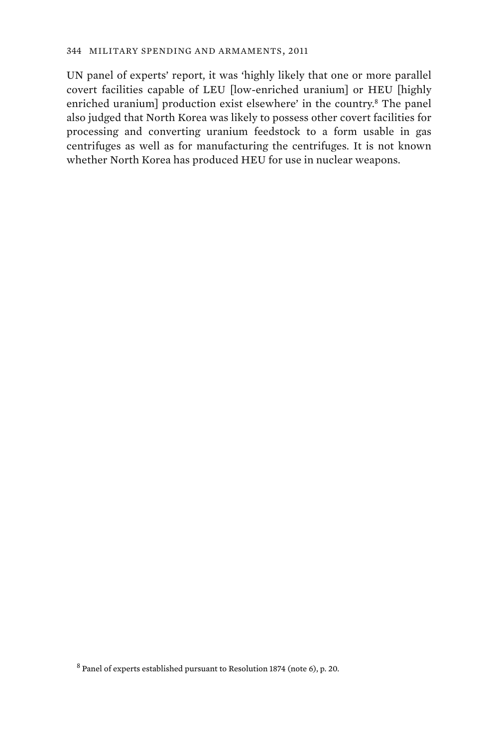UN panel of experts' report, it was 'highly likely that one or more parallel covert facilities capable of LEU [low-enriched uranium] or HEU [highly enriched uranium] production exist elsewhere' in the country.[8] The panel also judged that North Korea was likely to possess other covert facilities for processing and converting uranium feedstock to a form usable in gas centrifuges as well as for manufacturing the centrifuges. It is not known whether North Korea has produced HEU for use in nuclear weapons.

[8] Panel of experts established pursuant to Resolution 1874 (note 6), p. 20.